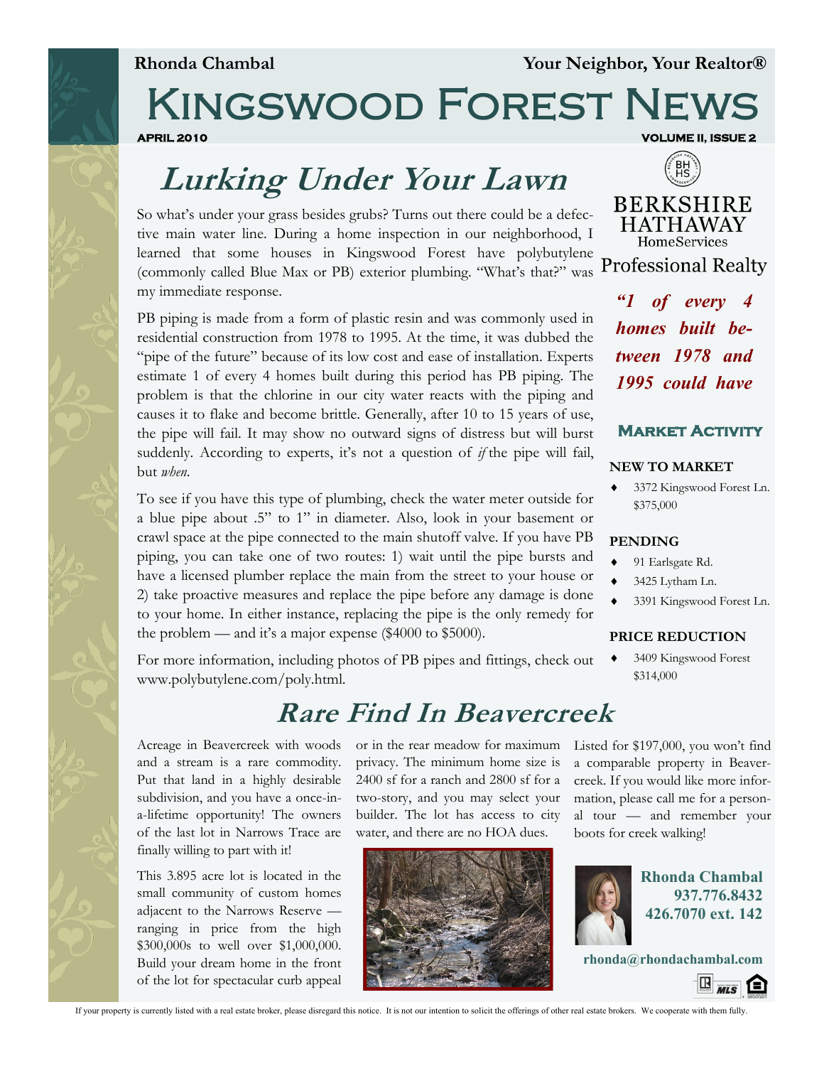**Rhonda Chambal** — **Your Neighbor, Your Realtor®**

# Kingswood Forest News

**APRIL 2010** — **VOLUME II, ISSUE 2**

## Lurking Under Your Lawn

So what's under your grass besides grubs? Turns out there could be a defective main water line. During a home inspection in our neighborhood, I learned that some houses in Kingswood Forest have polybutylene (commonly called Blue Max or PB) exterior plumbing. "What's that?" was my immediate response.

PB piping is made from a form of plastic resin and was commonly used in residential construction from 1978 to 1995. At the time, it was dubbed the "pipe of the future" because of its low cost and ease of installation. Experts estimate 1 of every 4 homes built during this period has PB piping. The problem is that the chlorine in our city water reacts with the piping and causes it to flake and become brittle. Generally, after 10 to 15 years of use, the pipe will fail. It may show no outward signs of distress but will burst suddenly. According to experts, it's not a question of *if* the pipe will fail, but *when*.

To see if you have this type of plumbing, check the water meter outside for a blue pipe about .5" to 1" in diameter. Also, look in your basement or crawl space at the pipe connected to the main shutoff valve. If you have PB piping, you can take one of two routes: 1) wait until the pipe bursts and have a licensed plumber replace the main from the street to your house or 2) take proactive measures and replace the pipe before any damage is done to your home. In either instance, replacing the pipe is the only remedy for the problem — and it's a major expense ($4000 to $5000).

For more information, including photos of PB pipes and fittings, check out www.polybutylene.com/poly.html.

BERKSHIRE HATHAWAY HomeServices Professional Realty

***"1 of every 4 homes built between 1978 and 1995 could have***

### Market Activity

**NEW TO MARKET**

- 3372 Kingswood Forest Ln. $375,000

**PENDING**

- 91 Earlsgate Rd.
- 3425 Lytham Ln.
- 3391 Kingswood Forest Ln.

**PRICE REDUCTION**

- 3409 Kingswood Forest $314,000

## Rare Find In Beavercreek

Acreage in Beavercreek with woods and a stream is a rare commodity. Put that land in a highly desirable subdivision, and you have a once-in-a-lifetime opportunity! The owners of the last lot in Narrows Trace are finally willing to part with it!

This 3.895 acre lot is located in the small community of custom homes adjacent to the Narrows Reserve — ranging in price from the high $300,000s to well over $1,000,000. Build your dream home in the front of the lot for spectacular curb appeal or in the rear meadow for maximum privacy. The minimum home size is 2400 sf for a ranch and 2800 sf for a two-story, and you may select your builder. The lot has access to city water, and there are no HOA dues.

Listed for $197,000, you won't find a comparable property in Beavercreek. If you would like more information, please call me for a personal tour — and remember your boots for creek walking!

**Rhonda Chambal**
**937.776.8432**
**426.7070 ext. 142**

**rhonda@rhondachambal.com**

If your property is currently listed with a real estate broker, please disregard this notice. It is not our intention to solicit the offerings of other real estate brokers. We cooperate with them fully.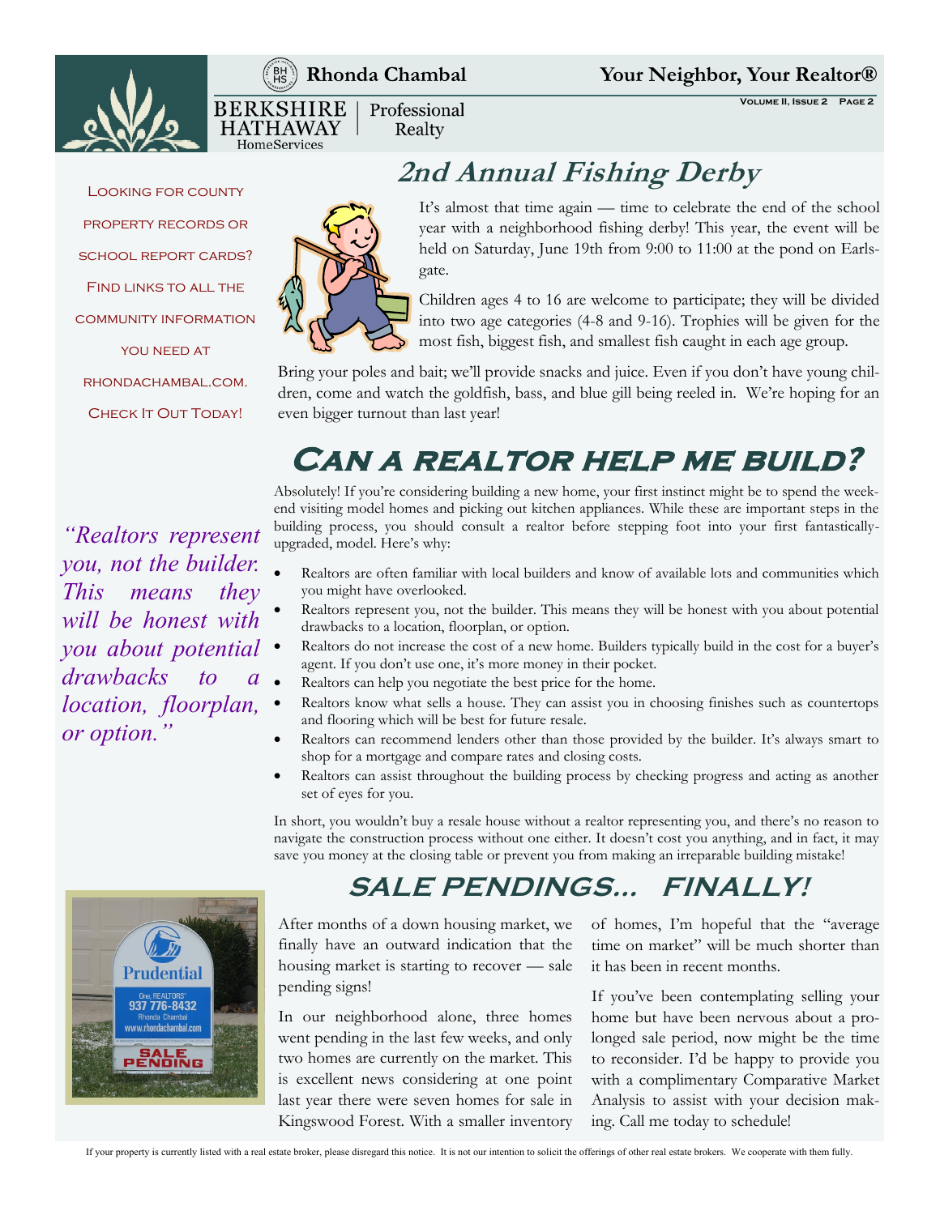Rhonda Chambal

BERKSHIRE HATHAWAY HomeServices | Professional Realty

Your Neighbor, Your Realtor®

Looking for county property records or school report cards? Find links to all the community information you need at rhondachambal.com. Check It Out Today!

## 2nd Annual Fishing Derby

It's almost that time again — time to celebrate the end of the school year with a neighborhood fishing derby! This year, the event will be held on Saturday, June 19th from 9:00 to 11:00 at the pond on Earlsgate.

Children ages 4 to 16 are welcome to participate; they will be divided into two age categories (4-8 and 9-16). Trophies will be given for the most fish, biggest fish, and smallest fish caught in each age group.

Bring your poles and bait; we'll provide snacks and juice. Even if you don't have young children, come and watch the goldfish, bass, and blue gill being reeled in. We're hoping for an even bigger turnout than last year!

## Can a realtor help me build?

*"Realtors represent you, not the builder. This means they will be honest with you about potential drawbacks to a location, floorplan, or option."*

Absolutely! If you're considering building a new home, your first instinct might be to spend the weekend visiting model homes and picking out kitchen appliances. While these are important steps in the building process, you should consult a realtor before stepping foot into your first fantastically-upgraded, model. Here's why:

- Realtors are often familiar with local builders and know of available lots and communities which you might have overlooked.
- Realtors represent you, not the builder. This means they will be honest with you about potential drawbacks to a location, floorplan, or option.
- Realtors do not increase the cost of a new home. Builders typically build in the cost for a buyer's agent. If you don't use one, it's more money in their pocket.
- Realtors can help you negotiate the best price for the home.
- Realtors know what sells a house. They can assist you in choosing finishes such as countertops and flooring which will be best for future resale.
- Realtors can recommend lenders other than those provided by the builder. It's always smart to shop for a mortgage and compare rates and closing costs.
- Realtors can assist throughout the building process by checking progress and acting as another set of eyes for you.

In short, you wouldn't buy a resale house without a realtor representing you, and there's no reason to navigate the construction process without one either. It doesn't cost you anything, and in fact, it may save you money at the closing table or prevent you from making an irreparable building mistake!

## Sale Pendings… Finally!

After months of a down housing market, we finally have an outward indication that the housing market is starting to recover — sale pending signs!

In our neighborhood alone, three homes went pending in the last few weeks, and only two homes are currently on the market. This is excellent news considering at one point last year there were seven homes for sale in Kingswood Forest. With a smaller inventory of homes, I'm hopeful that the "average time on market" will be much shorter than it has been in recent months.

If you've been contemplating selling your home but have been nervous about a prolonged sale period, now might be the time to reconsider. I'd be happy to provide you with a complimentary Comparative Market Analysis to assist with your decision making. Call me today to schedule!

If your property is currently listed with a real estate broker, please disregard this notice. It is not our intention to solicit the offerings of other real estate brokers. We cooperate with them fully.